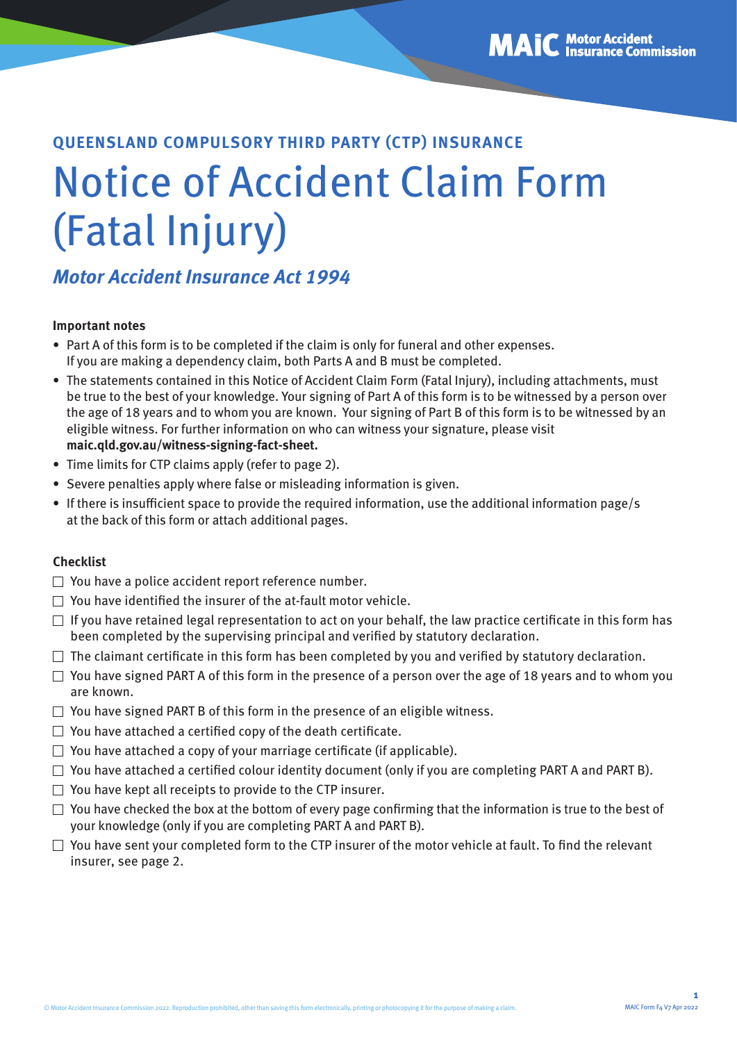MAIC Motor Accident Insurance Commission

**QUEENSLAND COMPULSORY THIRD PARTY (CTP) INSURANCE**

# Notice of Accident Claim Form (Fatal Injury)

***Motor Accident Insurance Act 1994***

**Important notes**

- Part A of this form is to be completed if the claim is only for funeral and other expenses. If you are making a dependency claim, both Parts A and B must be completed.
- The statements contained in this Notice of Accident Claim Form (Fatal Injury), including attachments, must be true to the best of your knowledge. Your signing of Part A of this form is to be witnessed by a person over the age of 18 years and to whom you are known. Your signing of Part B of this form is to be witnessed by an eligible witness. For further information on who can witness your signature, please visit **maic.qld.gov.au/witness-signing-fact-sheet.**
- Time limits for CTP claims apply (refer to page 2).
- Severe penalties apply where false or misleading information is given.
- If there is insufficient space to provide the required information, use the additional information page/s at the back of this form or attach additional pages.

**Checklist**

- ☐ You have a police accident report reference number.
- ☐ You have identified the insurer of the at-fault motor vehicle.
- ☐ If you have retained legal representation to act on your behalf, the law practice certificate in this form has been completed by the supervising principal and verified by statutory declaration.
- ☐ The claimant certificate in this form has been completed by you and verified by statutory declaration.
- ☐ You have signed PART A of this form in the presence of a person over the age of 18 years and to whom you are known.
- ☐ You have signed PART B of this form in the presence of an eligible witness.
- ☐ You have attached a certified copy of the death certificate.
- ☐ You have attached a copy of your marriage certificate (if applicable).
- ☐ You have attached a certified colour identity document (only if you are completing PART A and PART B).
- ☐ You have kept all receipts to provide to the CTP insurer.
- ☐ You have checked the box at the bottom of every page confirming that the information is true to the best of your knowledge (only if you are completing PART A and PART B).
- ☐ You have sent your completed form to the CTP insurer of the motor vehicle at fault. To find the relevant insurer, see page 2.

© Motor Accident Insurance Commission 2022. Reproduction prohibited, other than saving this form electronically, printing or photocopying it for the purpose of making a claim.

MAIC Form F4 V7 Apr 2022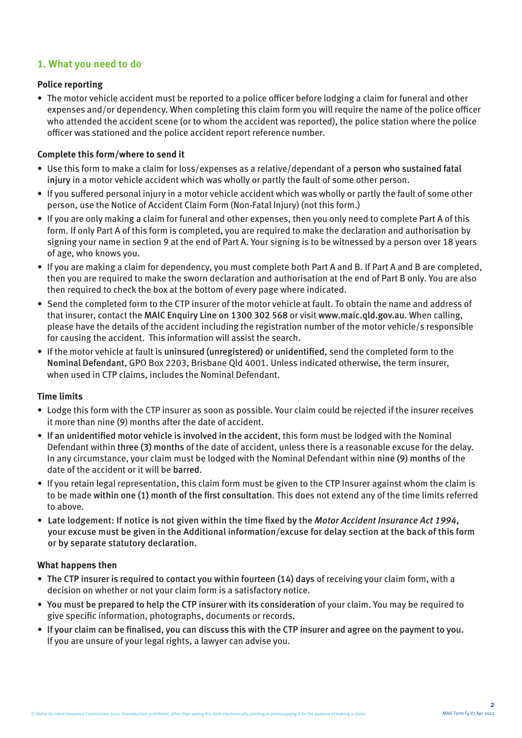## 1. What you need to do

### Police reporting

- The motor vehicle accident must be reported to a police officer before lodging a claim for funeral and other expenses and/or dependency. When completing this claim form you will require the name of the police officer who attended the accident scene (or to whom the accident was reported), the police station where the police officer was stationed and the police accident report reference number.

### Complete this form/where to send it

- Use this form to make a claim for loss/expenses as a relative/dependant of a **person who sustained fatal injury** in a motor vehicle accident which was wholly or partly the fault of some other person.
- If you suffered personal injury in a motor vehicle accident which was wholly or partly the fault of some other person, use the Notice of Accident Claim Form (Non-Fatal Injury) (not this form.)
- If you are only making a claim for funeral and other expenses, then you only need to complete Part A of this form. If only Part A of this form is completed, you are required to make the declaration and authorisation by signing your name in section 9 at the end of Part A. Your signing is to be witnessed by a person over 18 years of age, who knows you.
- If you are making a claim for dependency, you must complete both Part A and B. If Part A and B are completed, then you are required to make the sworn declaration and authorisation at the end of Part B only. You are also then required to check the box at the bottom of every page where indicated.
- Send the completed form to the CTP insurer of the motor vehicle at fault. To obtain the name and address of that insurer, contact the **MAIC Enquiry Line on 1300 302 568** or visit **www.maic.qld.gov.au**. When calling, please have the details of the accident including the registration number of the motor vehicle/s responsible for causing the accident. This information will assist the search.
- If the motor vehicle at fault is **uninsured (unregistered) or unidentified**, send the completed form to the **Nominal Defendant**, GPO Box 2203, Brisbane Qld 4001. Unless indicated otherwise, the term insurer, when used in CTP claims, includes the Nominal Defendant.

### Time limits

- Lodge this form with the CTP insurer as soon as possible. Your claim could be rejected if the insurer receives it more than nine (9) months after the date of accident.
- **If an unidentified motor vehicle is involved in the accident**, this form must be lodged with the Nominal Defendant within **three (3) months** of the date of accident, unless there is a reasonable excuse for the delay. In any circumstance, your claim must be lodged with the Nominal Defendant within **nine (9) months** of the date of the accident or it will be **barred**.
- If you retain legal representation, this claim form must be given to the CTP Insurer against whom the claim is to be made **within one (1) month of the first consultation**. This does not extend any of the time limits referred to above.
- **Late lodgement: If notice is not given within the time fixed by the *Motor Accident Insurance Act 1994*, your excuse must be given in the Additional information/excuse for delay section at the back of this form or by separate statutory declaration.**

### What happens then

- **The CTP insurer is required to contact you within fourteen (14) days** of receiving your claim form, with a decision on whether or not your claim form is a satisfactory notice.
- **You must be prepared to help the CTP insurer with its consideration** of your claim. You may be required to give specific information, photographs, documents or records.
- **If your claim can be finalised, you can discuss this with the CTP insurer and agree on the payment to you.** If you are unsure of your legal rights, a lawyer can advise you.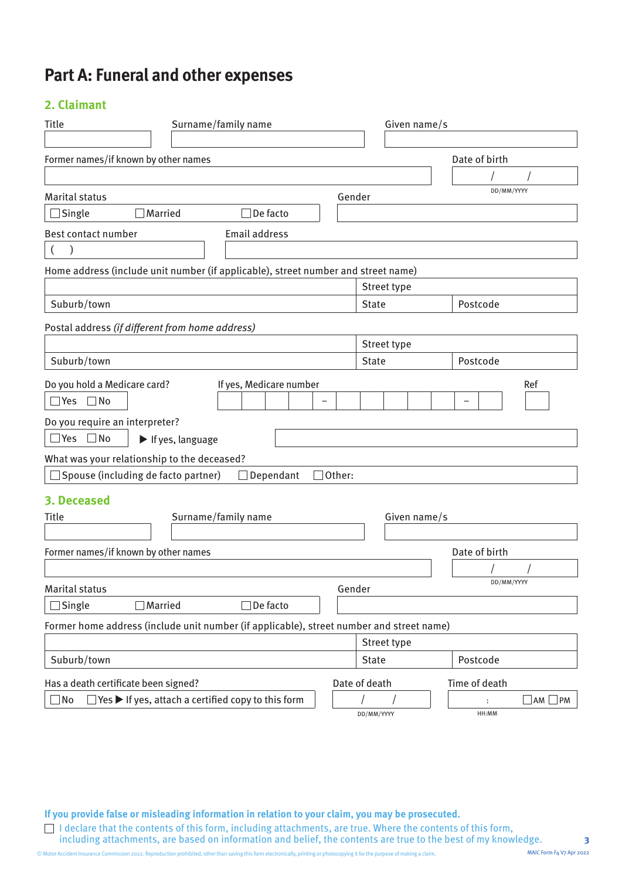# Part A: Funeral and other expenses

## 2. Claimant

Title

Surname/family name

Given name/s

Former names/if known by other names

Date of birth

/ /

DD/MM/YYYY

Marital status

☐ Single ☐ Married ☐ De facto

Gender

Best contact number

( )

Email address

Home address (include unit number (if applicable), street number and street name)

| | Street type | |
|---|---|---|
| Suburb/town | State | Postcode |

Postal address *(if different from home address)*

| | Street type | |
|---|---|---|
| Suburb/town | State | Postcode |

Do you hold a Medicare card?

☐ Yes ☐ No

If yes, Medicare number

| | | | | – | | | | | | – | |
|---|---|---|---|---|---|---|---|---|---|---|---|

Ref

Do you require an interpreter?

☐ Yes ☐ No ▶ If yes, language

What was your relationship to the deceased?

☐ Spouse (including de facto partner) ☐ Dependant ☐ Other:

## 3. Deceased

Title

Surname/family name

Given name/s

Former names/if known by other names

Date of birth

/ /

DD/MM/YYYY

Marital status

☐ Single ☐ Married ☐ De facto

Gender

Former home address (include unit number (if applicable), street number and street name)

| | Street type | |
|---|---|---|
| Suburb/town | State | Postcode |

Has a death certificate been signed?

☐ No ☐ Yes ▶ If yes, attach a certified copy to this form

Date of death

/ /

DD/MM/YYYY

Time of death

: ☐ AM ☐ PM

HH:MM

**If you provide false or misleading information in relation to your claim, you may be prosecuted.**

☐ I declare that the contents of this form, including attachments, are true. Where the contents of this form, including attachments, are based on information and belief, the contents are true to the best of my knowledge.

© Motor Accident Insurance Commission 2022. Reproduction prohibited, other than saving this form electronically, printing or photocopying it for the purpose of making a claim.

MAIC Form F4 V7 Apr 2022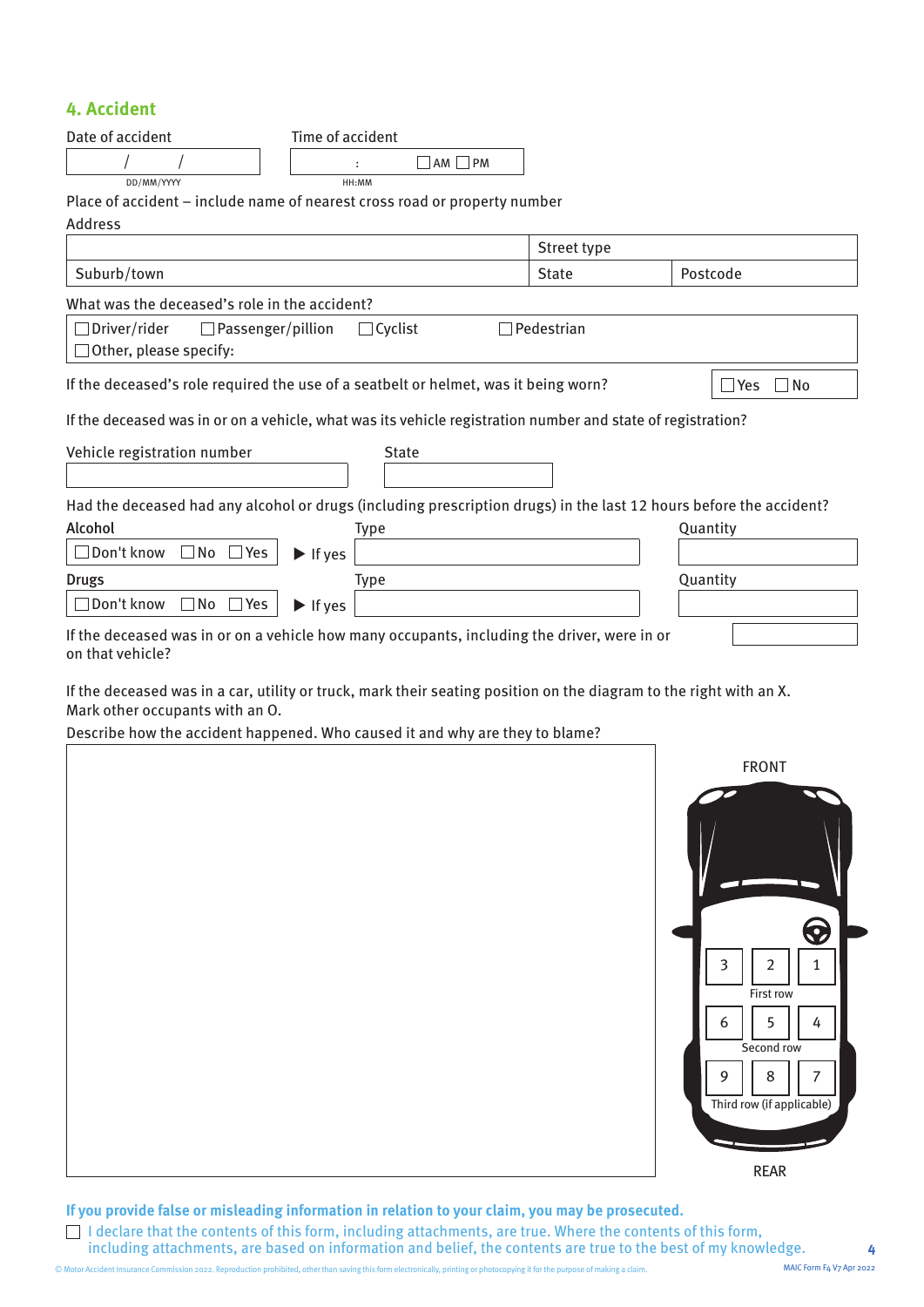## 4. Accident

Date of accident

| / / |
|---|

DD/MM/YYYY

Time of accident

| : ☐ AM ☐ PM |
|---|

HH:MM

Place of accident – include name of nearest cross road or property number

Address

| | Street type | |
|---|---|---|
| Suburb/town | State | Postcode |

What was the deceased's role in the accident?

☐ Driver/rider ☐ Passenger/pillion ☐ Cyclist ☐ Pedestrian
☐ Other, please specify:

If the deceased's role required the use of a seatbelt or helmet, was it being worn? ☐ Yes ☐ No

If the deceased was in or on a vehicle, what was its vehicle registration number and state of registration?

| Vehicle registration number | State |
|---|---|
| | |

Had the deceased had any alcohol or drugs (including prescription drugs) in the last 12 hours before the accident?

| | | Type | Quantity |
|---|---|---|---|
| **Alcohol** ☐ Don't know ☐ No ☐ Yes | ▶ If yes | | |
| **Drugs** ☐ Don't know ☐ No ☐ Yes | ▶ If yes | | |

If the deceased was in or on a vehicle how many occupants, including the driver, were in or on that vehicle?

If the deceased was in a car, utility or truck, mark their seating position on the diagram to the right with an X. Mark other occupants with an O.

Describe how the accident happened. Who caused it and why are they to blame?

FRONT

| 3 | 2 | 1 |
|---|---|---|

First row

| 6 | 5 | 4 |
|---|---|---|

Second row

| 9 | 8 | 7 |
|---|---|---|

Third row (if applicable)

REAR

**If you provide false or misleading information in relation to your claim, you may be prosecuted.**

☐ I declare that the contents of this form, including attachments, are true. Where the contents of this form, including attachments, are based on information and belief, the contents are true to the best of my knowledge.

© Motor Accident Insurance Commission 2022. Reproduction prohibited, other than saving this form electronically, printing or photocopying it for the purpose of making a claim.

MAIC Form F4 V7 Apr 2022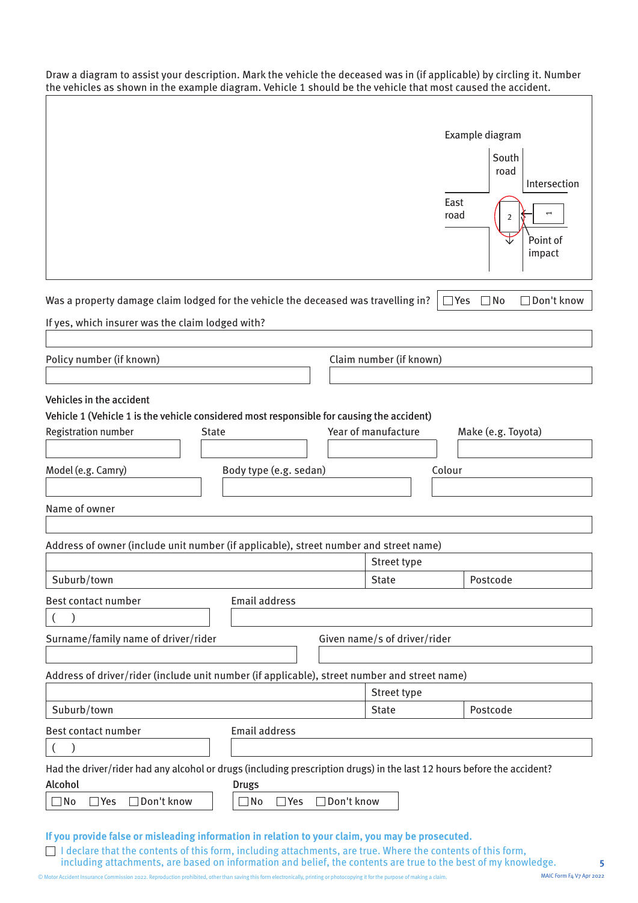Draw a diagram to assist your description. Mark the vehicle the deceased was in (if applicable) by circling it. Number the vehicles as shown in the example diagram. Vehicle 1 should be the vehicle that most caused the accident.

Example diagram

South road

Intersection

East road

2

1

Point of impact

Was a property damage claim lodged for the vehicle the deceased was travelling in? ☐ Yes ☐ No ☐ Don't know

If yes, which insurer was the claim lodged with?

Policy number (if known)

Claim number (if known)

## Vehicles in the accident

### Vehicle 1 (Vehicle 1 is the vehicle considered most responsible for causing the accident)

Registration number

State

Year of manufacture

Make (e.g. Toyota)

Model (e.g. Camry)

Body type (e.g. sedan)

Colour

Name of owner

Address of owner (include unit number (if applicable), street number and street name)

Street type

Suburb/town

State

Postcode

Best contact number

( )

Email address

Surname/family name of driver/rider

Given name/s of driver/rider

Address of driver/rider (include unit number (if applicable), street number and street name)

Street type

Suburb/town

State

Postcode

Best contact number

( )

Email address

Had the driver/rider had any alcohol or drugs (including prescription drugs) in the last 12 hours before the accident?

**Alcohol**

☐ No ☐ Yes ☐ Don't know

**Drugs**

☐ No ☐ Yes ☐ Don't know

**If you provide false or misleading information in relation to your claim, you may be prosecuted.**

☐ I declare that the contents of this form, including attachments, are true. Where the contents of this form, including attachments, are based on information and belief, the contents are true to the best of my knowledge.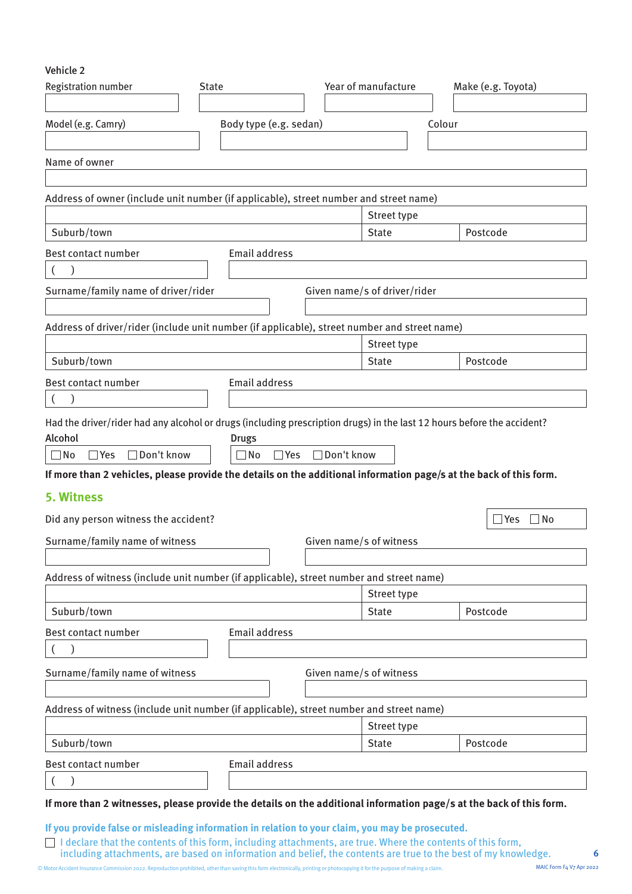Vehicle 2

Registration number

State

Year of manufacture

Make (e.g. Toyota)

Model (e.g. Camry)

Body type (e.g. sedan)

Colour

Name of owner

Address of owner (include unit number (if applicable), street number and street name)

Street type

Suburb/town

State

Postcode

Best contact number

( )

Email address

Surname/family name of driver/rider

Given name/s of driver/rider

Address of driver/rider (include unit number (if applicable), street number and street name)

Street type

Suburb/town

State

Postcode

Best contact number

( )

Email address

Had the driver/rider had any alcohol or drugs (including prescription drugs) in the last 12 hours before the accident?

**Alcohol**

☐ No ☐ Yes ☐ Don't know

**Drugs**

☐ No ☐ Yes ☐ Don't know

**If more than 2 vehicles, please provide the details on the additional information page/s at the back of this form.**

## 5. Witness

Did any person witness the accident? ☐ Yes ☐ No

Surname/family name of witness

Given name/s of witness

Address of witness (include unit number (if applicable), street number and street name)

Street type

Suburb/town

State

Postcode

Best contact number

( )

Email address

Surname/family name of witness

Given name/s of witness

Address of witness (include unit number (if applicable), street number and street name)

Street type

Suburb/town

State

Postcode

Best contact number

( )

Email address

**If more than 2 witnesses, please provide the details on the additional information page/s at the back of this form.**

**If you provide false or misleading information in relation to your claim, you may be prosecuted.**

☐ I declare that the contents of this form, including attachments, are true. Where the contents of this form, including attachments, are based on information and belief, the contents are true to the best of my knowledge.

© Motor Accident Insurance Commission 2022. Reproduction prohibited, other than saving this form electronically, printing or photocopying it for the purpose of making a claim.

MAIC Form F4 V7 Apr 2022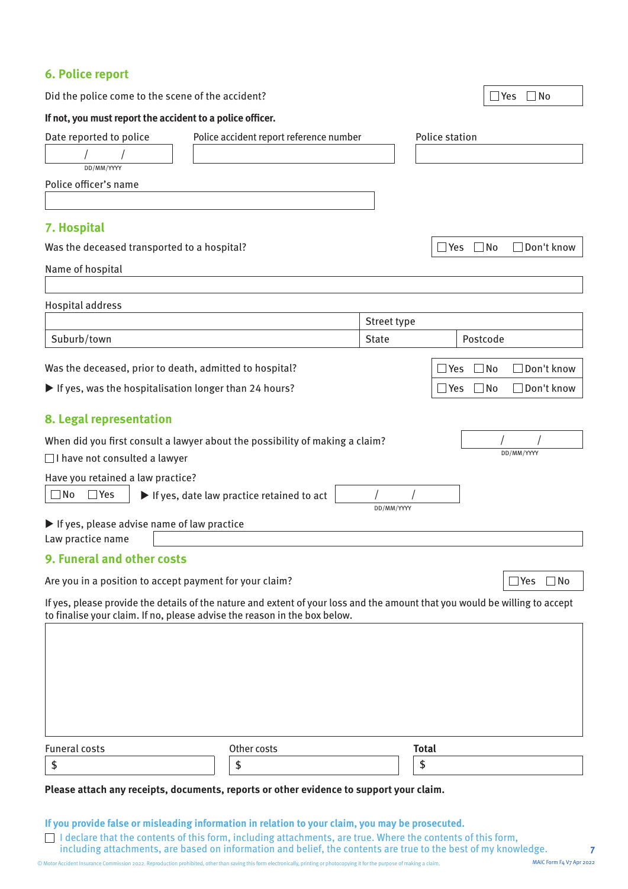## 6. Police report

Did the police come to the scene of the accident? ☐ Yes ☐ No

**If not, you must report the accident to a police officer.**

| Date reported to police | Police accident report reference number | Police station |
| --- | --- | --- |
| / / (DD/MM/YYYY) | | |

Police officer's name

## 7. Hospital

Was the deceased transported to a hospital? ☐ Yes ☐ No ☐ Don't know

Name of hospital

Hospital address

| | Street type | |
| --- | --- | --- |
| Suburb/town | State | Postcode |

Was the deceased, prior to death, admitted to hospital? ☐ Yes ☐ No ☐ Don't know

▶ If yes, was the hospitalisation longer than 24 hours? ☐ Yes ☐ No ☐ Don't know

## 8. Legal representation

When did you first consult a lawyer about the possibility of making a claim? / / (DD/MM/YYYY)

☐ I have not consulted a lawyer

Have you retained a law practice?

☐ No ☐ Yes ▶ If yes, date law practice retained to act / / (DD/MM/YYYY)

▶ If yes, please advise name of law practice

Law practice name

## 9. Funeral and other costs

Are you in a position to accept payment for your claim? ☐ Yes ☐ No

If yes, please provide the details of the nature and extent of your loss and the amount that you would be willing to accept to finalise your claim. If no, please advise the reason in the box below.

| Funeral costs | Other costs | **Total** |
| --- | --- | --- |
| $ | $ | $ |

**Please attach any receipts, documents, reports or other evidence to support your claim.**

**If you provide false or misleading information in relation to your claim, you may be prosecuted.**

☐ I declare that the contents of this form, including attachments, are true. Where the contents of this form, including attachments, are based on information and belief, the contents are true to the best of my knowledge.

© Motor Accident Insurance Commission 2022. Reproduction prohibited, other than saving this form electronically, printing or photocopying it for the purpose of making a claim.

MAIC Form F4 V7 Apr 2022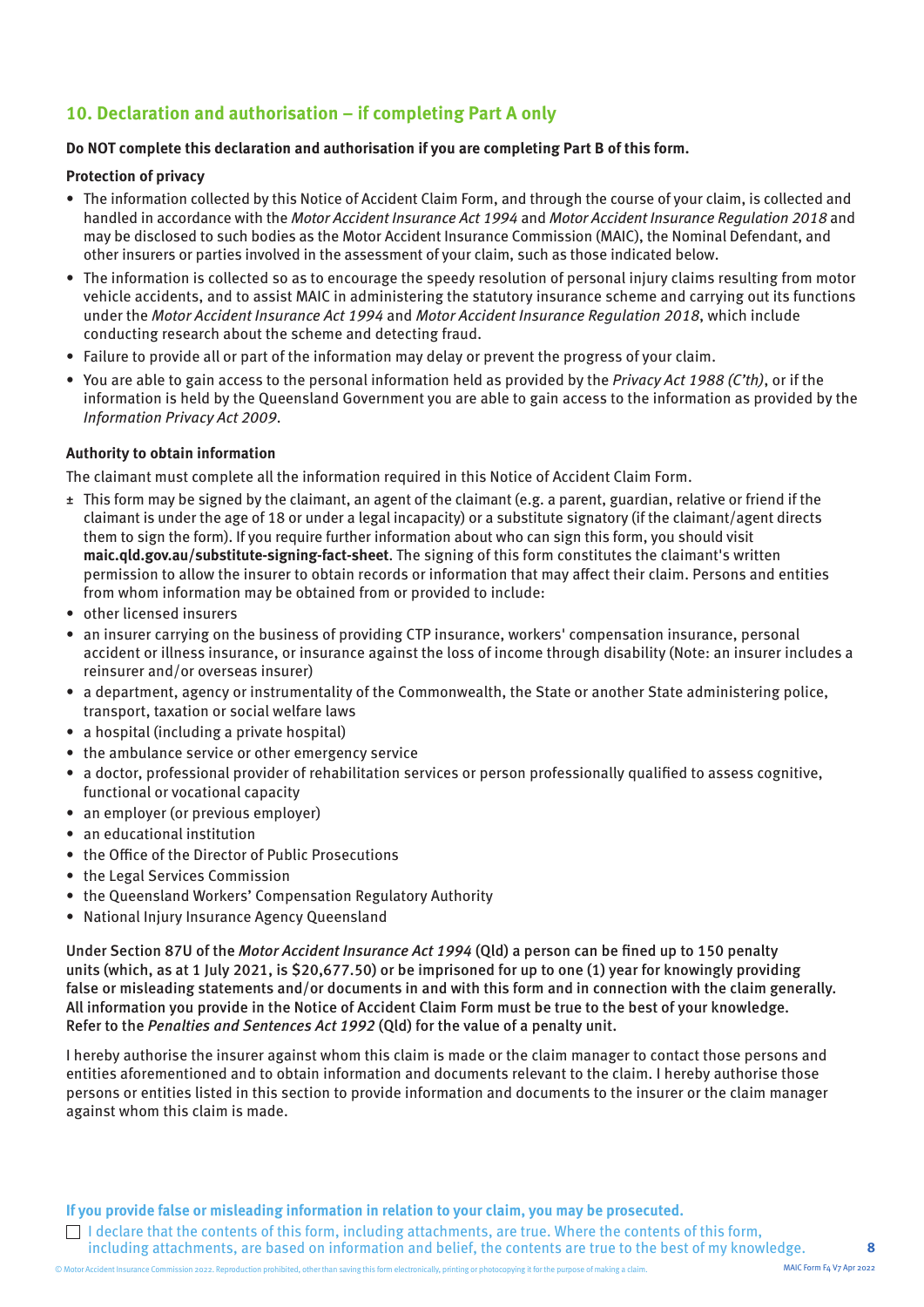## 10. Declaration and authorisation – if completing Part A only

**Do NOT complete this declaration and authorisation if you are completing Part B of this form.**

**Protection of privacy**

- The information collected by this Notice of Accident Claim Form, and through the course of your claim, is collected and handled in accordance with the *Motor Accident Insurance Act 1994* and *Motor Accident Insurance Regulation 2018* and may be disclosed to such bodies as the Motor Accident Insurance Commission (MAIC), the Nominal Defendant, and other insurers or parties involved in the assessment of your claim, such as those indicated below.
- The information is collected so as to encourage the speedy resolution of personal injury claims resulting from motor vehicle accidents, and to assist MAIC in administering the statutory insurance scheme and carrying out its functions under the *Motor Accident Insurance Act 1994* and *Motor Accident Insurance Regulation 2018*, which include conducting research about the scheme and detecting fraud.
- Failure to provide all or part of the information may delay or prevent the progress of your claim.
- You are able to gain access to the personal information held as provided by the *Privacy Act 1988 (C'th)*, or if the information is held by the Queensland Government you are able to gain access to the information as provided by the *Information Privacy Act 2009*.

**Authority to obtain information**

The claimant must complete all the information required in this Notice of Accident Claim Form.

± This form may be signed by the claimant, an agent of the claimant (e.g. a parent, guardian, relative or friend if the claimant is under the age of 18 or under a legal incapacity) or a substitute signatory (if the claimant/agent directs them to sign the form). If you require further information about who can sign this form, you should visit **maic.qld.gov.au/substitute-signing-fact-sheet**. The signing of this form constitutes the claimant's written permission to allow the insurer to obtain records or information that may affect their claim. Persons and entities from whom information may be obtained from or provided to include:

- other licensed insurers
- an insurer carrying on the business of providing CTP insurance, workers' compensation insurance, personal accident or illness insurance, or insurance against the loss of income through disability (Note: an insurer includes a reinsurer and/or overseas insurer)
- a department, agency or instrumentality of the Commonwealth, the State or another State administering police, transport, taxation or social welfare laws
- a hospital (including a private hospital)
- the ambulance service or other emergency service
- a doctor, professional provider of rehabilitation services or person professionally qualified to assess cognitive, functional or vocational capacity
- an employer (or previous employer)
- an educational institution
- the Office of the Director of Public Prosecutions
- the Legal Services Commission
- the Queensland Workers' Compensation Regulatory Authority
- National Injury Insurance Agency Queensland

Under Section 87U of the *Motor Accident Insurance Act 1994* (Qld) a person can be fined up to 150 penalty units (which, as at 1 July 2021, is $20,677.50) or be imprisoned for up to one (1) year for knowingly providing false or misleading statements and/or documents in and with this form and in connection with the claim generally. All information you provide in the Notice of Accident Claim Form must be true to the best of your knowledge. Refer to the *Penalties and Sentences Act 1992* (Qld) for the value of a penalty unit.

I hereby authorise the insurer against whom this claim is made or the claim manager to contact those persons and entities aforementioned and to obtain information and documents relevant to the claim. I hereby authorise those persons or entities listed in this section to provide information and documents to the insurer or the claim manager against whom this claim is made.

**If you provide false or misleading information in relation to your claim, you may be prosecuted.**

☐ I declare that the contents of this form, including attachments, are true. Where the contents of this form, including attachments, are based on information and belief, the contents are true to the best of my knowledge.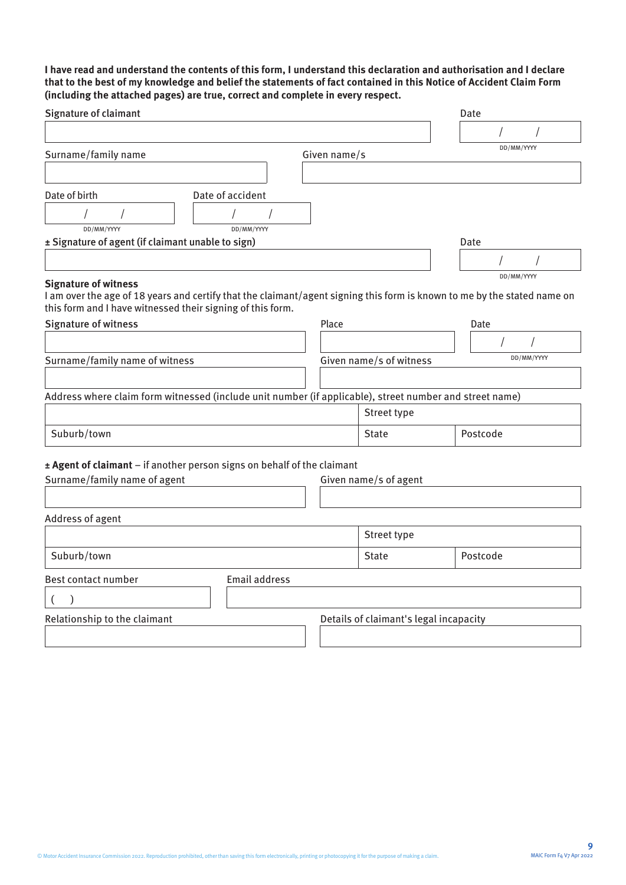**I have read and understand the contents of this form, I understand this declaration and authorisation and I declare that to the best of my knowledge and belief the statements of fact contained in this Notice of Accident Claim Form (including the attached pages) are true, correct and complete in every respect.**

Signature of claimant

Date
/ /
DD/MM/YYYY

Surname/family name

Given name/s

Date of birth
/ /
DD/MM/YYYY

Date of accident
/ /
DD/MM/YYYY

± Signature of agent (if claimant unable to sign)

Date
/ /
DD/MM/YYYY

**Signature of witness**

I am over the age of 18 years and certify that the claimant/agent signing this form is known to me by the stated name on this form and I have witnessed their signing of this form.

Signature of witness

Place

Date
/ /
DD/MM/YYYY

Surname/family name of witness

Given name/s of witness

Address where claim form witnessed (include unit number (if applicable), street number and street name)

| | Street type | |
|---|---|---|
| Suburb/town | State | Postcode |

**± Agent of claimant** – if another person signs on behalf of the claimant

Surname/family name of agent

Given name/s of agent

Address of agent

| | Street type | |
|---|---|---|
| Suburb/town | State | Postcode |

Best contact number
( )

Email address

Relationship to the claimant

Details of claimant's legal incapacity

© Motor Accident Insurance Commission 2022. Reproduction prohibited, other than saving this form electronically, printing or photocopying it for the purpose of making a claim.

MAIC Form F4 V7 Apr 2022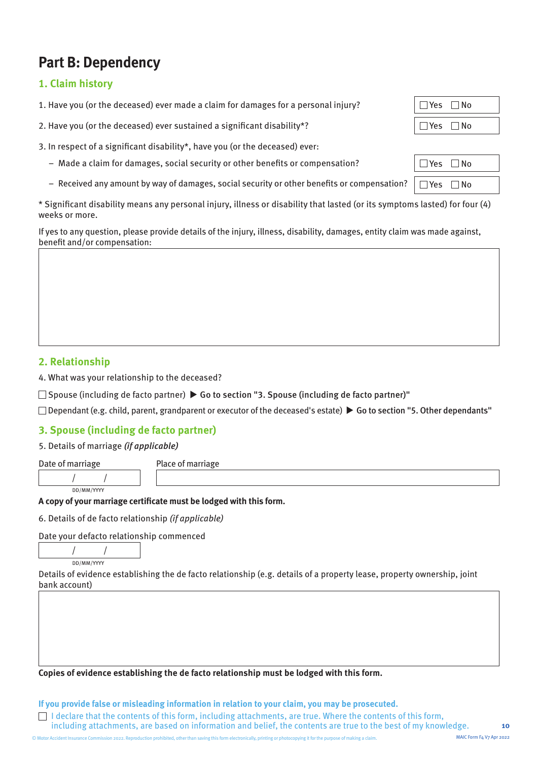# Part B: Dependency

## 1. Claim history

1. Have you (or the deceased) ever made a claim for damages for a personal injury? ☐ Yes ☐ No

2. Have you (or the deceased) ever sustained a significant disability*? ☐ Yes ☐ No

3. In respect of a significant disability*, have you (or the deceased) ever:

   – Made a claim for damages, social security or other benefits or compensation? ☐ Yes ☐ No

   – Received any amount by way of damages, social security or other benefits or compensation? ☐ Yes ☐ No

* Significant disability means any personal injury, illness or disability that lasted (or its symptoms lasted) for four (4) weeks or more.

If yes to any question, please provide details of the injury, illness, disability, damages, entity claim was made against, benefit and/or compensation:

## 2. Relationship

4. What was your relationship to the deceased?

☐ Spouse (including de facto partner) ▶ **Go to section "3. Spouse (including de facto partner)"**

☐ Dependant (e.g. child, parent, grandparent or executor of the deceased's estate) ▶ **Go to section "5. Other dependants"**

## 3. Spouse (including de facto partner)

5. Details of marriage *(if applicable)*

Date of marriage: / / (DD/MM/YYYY)

Place of marriage:

**A copy of your marriage certificate must be lodged with this form.**

6. Details of de facto relationship *(if applicable)*

Date your defacto relationship commenced: / / (DD/MM/YYYY)

Details of evidence establishing the de facto relationship (e.g. details of a property lease, property ownership, joint bank account)

**Copies of evidence establishing the de facto relationship must be lodged with this form.**

**If you provide false or misleading information in relation to your claim, you may be prosecuted.**

☐ I declare that the contents of this form, including attachments, are true. Where the contents of this form, including attachments, are based on information and belief, the contents are true to the best of my knowledge.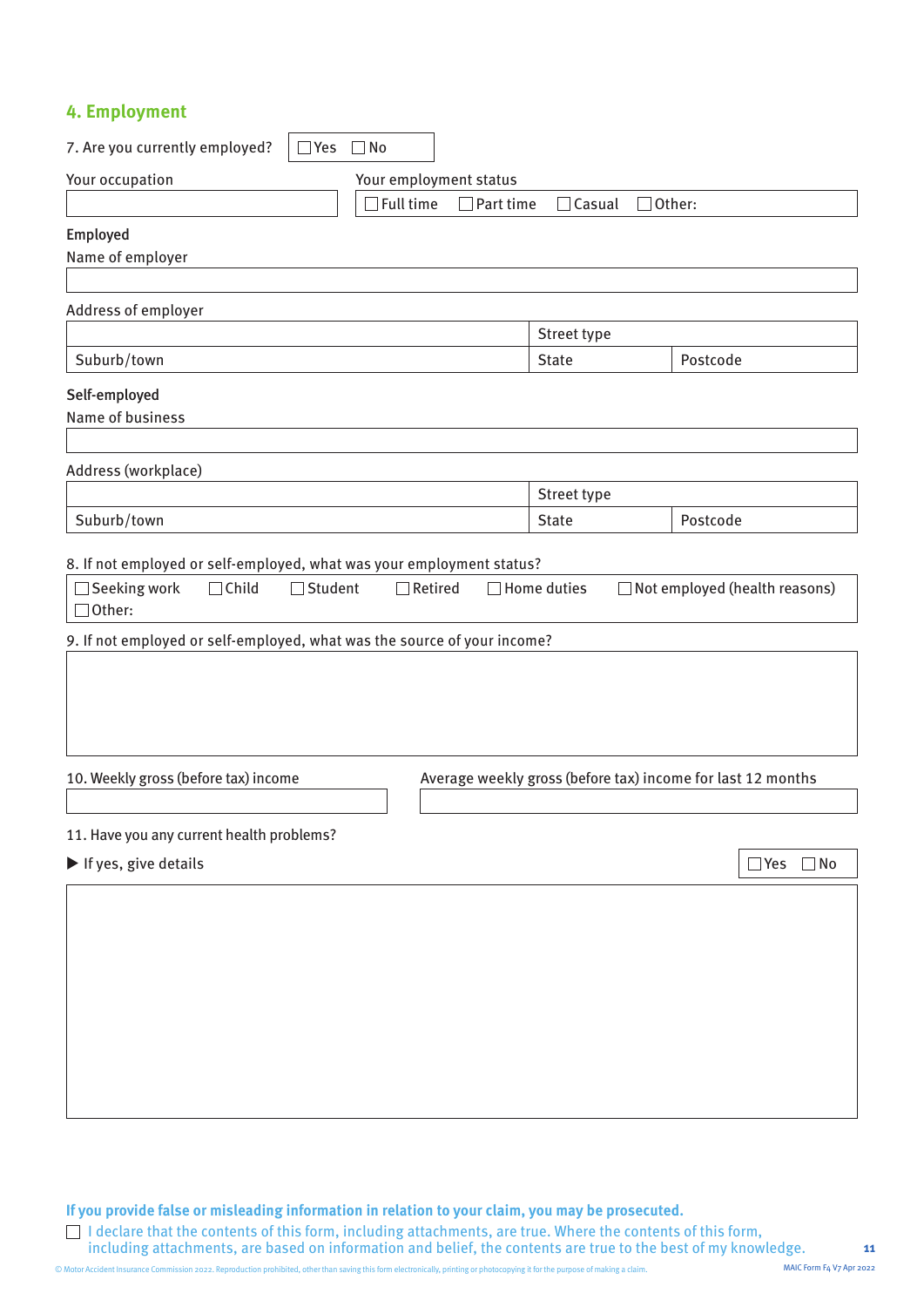## 4. Employment

7. Are you currently employed? ☐ Yes ☐ No

| Your occupation | Your employment status |
|---|---|
| | ☐ Full time ☐ Part time ☐ Casual ☐ Other: |

**Employed**

Name of employer

| |
|---|
| |

Address of employer

| | Street type | |
|---|---|---|
| Suburb/town | State | Postcode |

**Self-employed**

Name of business

| |
|---|
| |

Address (workplace)

| | Street type | |
|---|---|---|
| Suburb/town | State | Postcode |

8. If not employed or self-employed, what was your employment status?

☐ Seeking work ☐ Child ☐ Student ☐ Retired ☐ Home duties ☐ Not employed (health reasons)
☐ Other:

9. If not employed or self-employed, what was the source of your income?

| |
|---|
| |

| 10. Weekly gross (before tax) income | Average weekly gross (before tax) income for last 12 months |
|---|---|
| | |

11. Have you any current health problems?

▶ If yes, give details ☐ Yes ☐ No

| |
|---|
| |

**If you provide false or misleading information in relation to your claim, you may be prosecuted.**

☐ I declare that the contents of this form, including attachments, are true. Where the contents of this form, including attachments, are based on information and belief, the contents are true to the best of my knowledge.

© Motor Accident Insurance Commission 2022. Reproduction prohibited, other than saving this form electronically, printing or photocopying it for the purpose of making a claim.

MAIC Form F4 V7 Apr 2022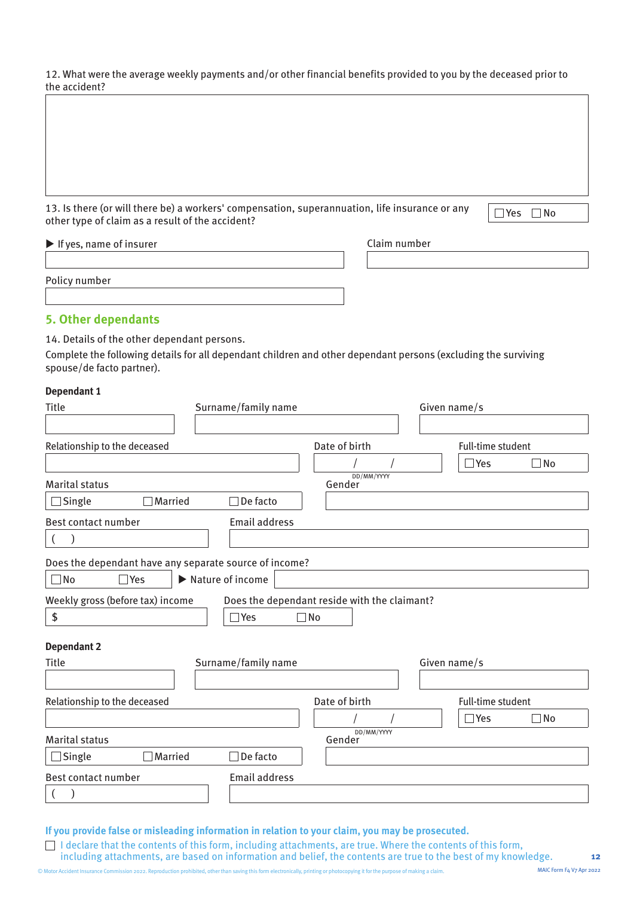12. What were the average weekly payments and/or other financial benefits provided to you by the deceased prior to the accident?

13. Is there (or will there be) a workers' compensation, superannuation, life insurance or any other type of claim as a result of the accident? ☐ Yes ☐ No

▶ If yes, name of insurer

Claim number

Policy number

## 5. Other dependants

14. Details of the other dependant persons.

Complete the following details for all dependant children and other dependant persons (excluding the surviving spouse/de facto partner).

**Dependant 1**

Title

Surname/family name

Given name/s

Relationship to the deceased

Date of birth / / DD/MM/YYYY

Full-time student ☐ Yes ☐ No

Marital status ☐ Single ☐ Married ☐ De facto

Gender

Best contact number ( )

Email address

Does the dependant have any separate source of income? ☐ No ☐ Yes ▶ Nature of income

Weekly gross (before tax) income $

Does the dependant reside with the claimant? ☐ Yes ☐ No

**Dependant 2**

Title

Surname/family name

Given name/s

Relationship to the deceased

Date of birth / / DD/MM/YYYY

Full-time student ☐ Yes ☐ No

Marital status ☐ Single ☐ Married ☐ De facto

Gender

Best contact number ( )

Email address

**If you provide false or misleading information in relation to your claim, you may be prosecuted.**

☐ I declare that the contents of this form, including attachments, are true. Where the contents of this form, including attachments, are based on information and belief, the contents are true to the best of my knowledge.

© Motor Accident Insurance Commission 2022. Reproduction prohibited, other than saving this form electronically, printing or photocopying it for the purpose of making a claim.

MAIC Form F4 V7 Apr 2022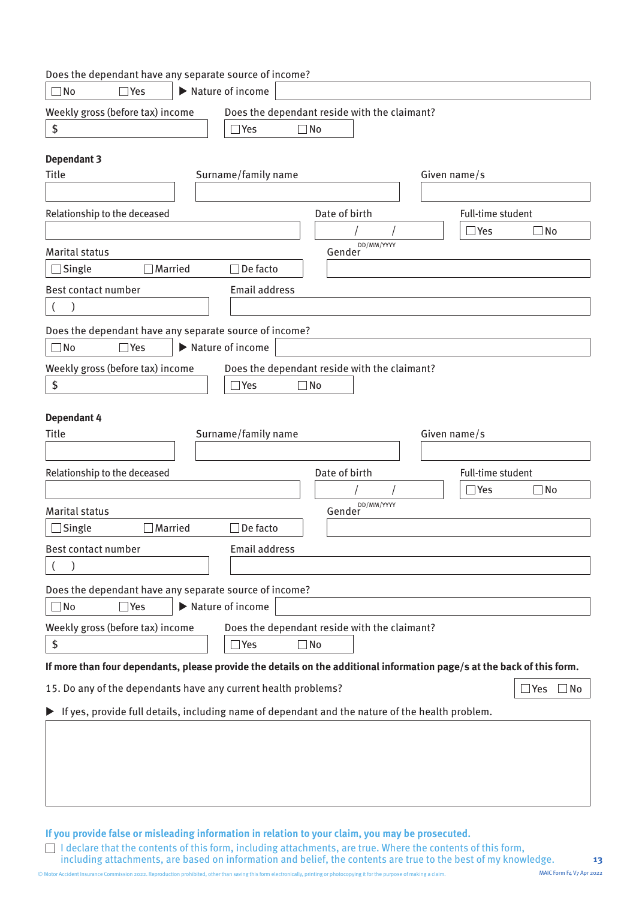Does the dependant have any separate source of income?

☐ No ☐ Yes ▶ Nature of income

Weekly gross (before tax) income

$

Does the dependant reside with the claimant?

☐ Yes ☐ No

**Dependant 3**

Title

Surname/family name

Given name/s

Relationship to the deceased

Date of birth

/ /
DD/MM/YYYY

Full-time student

☐ Yes ☐ No

Marital status

☐ Single ☐ Married ☐ De facto

Gender

Best contact number

( )

Email address

Does the dependant have any separate source of income?

☐ No ☐ Yes ▶ Nature of income

Weekly gross (before tax) income

$

Does the dependant reside with the claimant?

☐ Yes ☐ No

**Dependant 4**

Title

Surname/family name

Given name/s

Relationship to the deceased

Date of birth

/ /
DD/MM/YYYY

Full-time student

☐ Yes ☐ No

Marital status

☐ Single ☐ Married ☐ De facto

Gender

Best contact number

( )

Email address

Does the dependant have any separate source of income?

☐ No ☐ Yes ▶ Nature of income

Weekly gross (before tax) income

$

Does the dependant reside with the claimant?

☐ Yes ☐ No

**If more than four dependants, please provide the details on the additional information page/s at the back of this form.**

15. Do any of the dependants have any current health problems? ☐ Yes ☐ No

▶ If yes, provide full details, including name of dependant and the nature of the health problem.

**If you provide false or misleading information in relation to your claim, you may be prosecuted.**

☐ I declare that the contents of this form, including attachments, are true. Where the contents of this form, including attachments, are based on information and belief, the contents are true to the best of my knowledge.

© Motor Accident Insurance Commission 2022. Reproduction prohibited, other than saving this form electronically, printing or photocopying it for the purpose of making a claim.

MAIC Form F4 V7 Apr 2022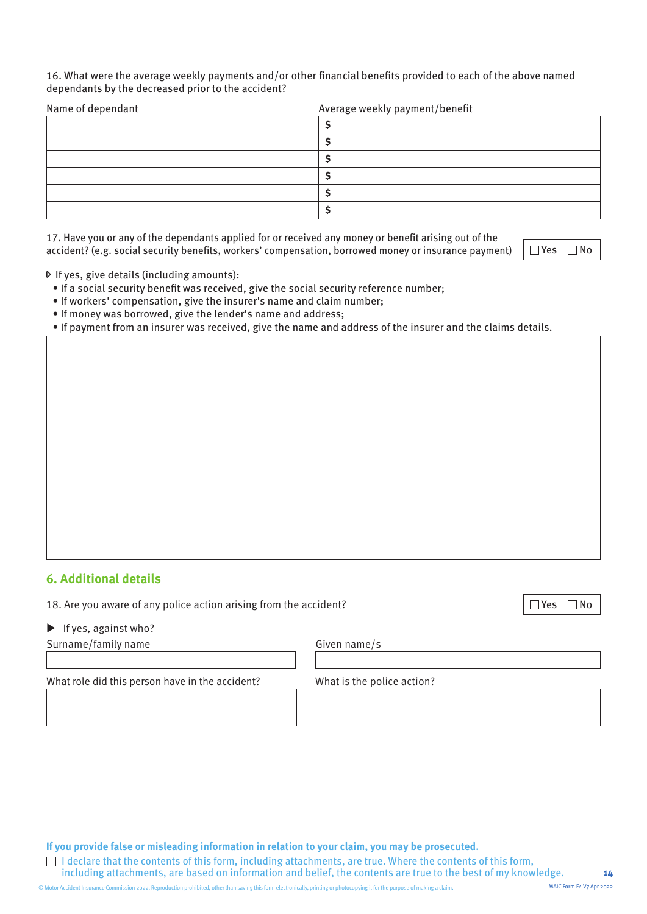16. What were the average weekly payments and/or other financial benefits provided to each of the above named dependants by the decreased prior to the accident?

| Name of dependant | Average weekly payment/benefit |
|---|---|
| | $ |
| | $ |
| | $ |
| | $ |
| | $ |
| | $ |

17. Have you or any of the dependants applied for or received any money or benefit arising out of the accident? (e.g. social security benefits, workers' compensation, borrowed money or insurance payment) ☐ Yes ☐ No

If yes, give details (including amounts):

- If a social security benefit was received, give the social security reference number;
- If workers' compensation, give the insurer's name and claim number;
- If money was borrowed, give the lender's name and address;
- If payment from an insurer was received, give the name and address of the insurer and the claims details.

## 6. Additional details

18. Are you aware of any police action arising from the accident? ☐ Yes ☐ No

▶ If yes, against who?

Surname/family name

Given name/s

What role did this person have in the accident?

What is the police action?

**If you provide false or misleading information in relation to your claim, you may be prosecuted.**

☐ I declare that the contents of this form, including attachments, are true. Where the contents of this form, including attachments, are based on information and belief, the contents are true to the best of my knowledge.

© Motor Accident Insurance Commission 2022. Reproduction prohibited, other than saving this form electronically, printing or photocopying it for the purpose of making a claim.

MAIC Form F4 V7 Apr 2022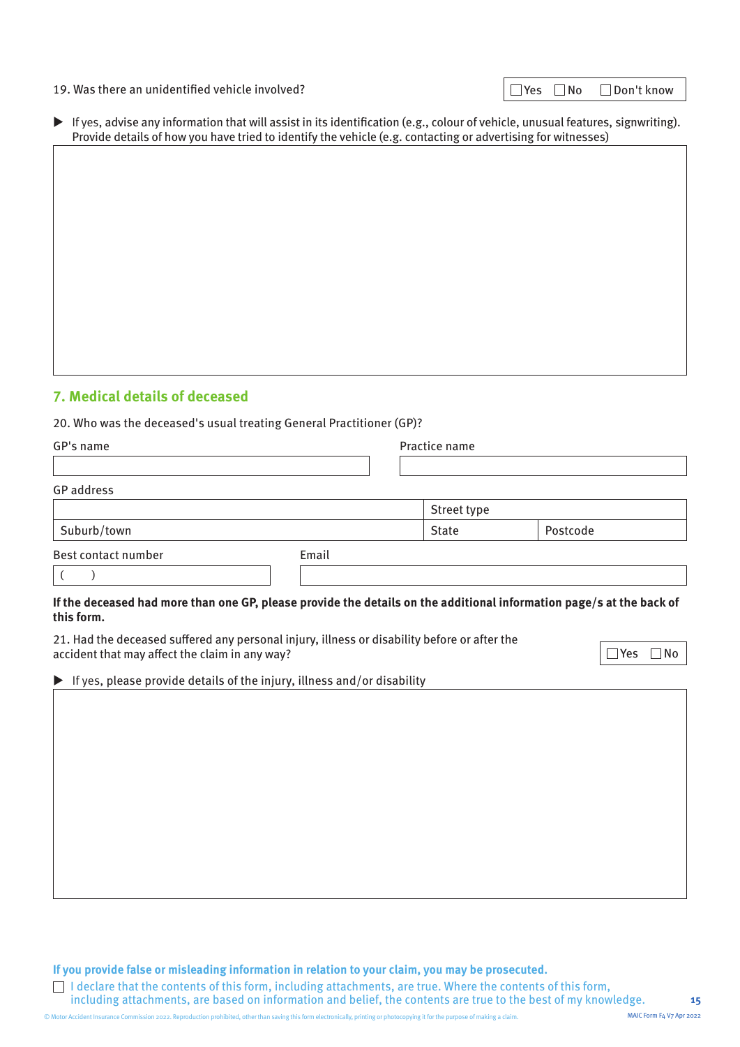19. Was there an unidentified vehicle involved? ☐ Yes ☐ No ☐ Don't know

▶ If yes, advise any information that will assist in its identification (e.g., colour of vehicle, unusual features, signwriting). Provide details of how you have tried to identify the vehicle (e.g. contacting or advertising for witnesses)

## 7. Medical details of deceased

20. Who was the deceased's usual treating General Practitioner (GP)?

GP's name

Practice name

GP address

| | Street type | |
|---|---|---|
| Suburb/town | State | Postcode |

Best contact number

(   )

Email

**If the deceased had more than one GP, please provide the details on the additional information page/s at the back of this form.**

21. Had the deceased suffered any personal injury, illness or disability before or after the accident that may affect the claim in any way? ☐ Yes ☐ No

▶ If yes, please provide details of the injury, illness and/or disability

**If you provide false or misleading information in relation to your claim, you may be prosecuted.**

☐ I declare that the contents of this form, including attachments, are true. Where the contents of this form, including attachments, are based on information and belief, the contents are true to the best of my knowledge.

© Motor Accident Insurance Commission 2022. Reproduction prohibited, other than saving this form electronically, printing or photocopying it for the purpose of making a claim.

MAIC Form F4 V7 Apr 2022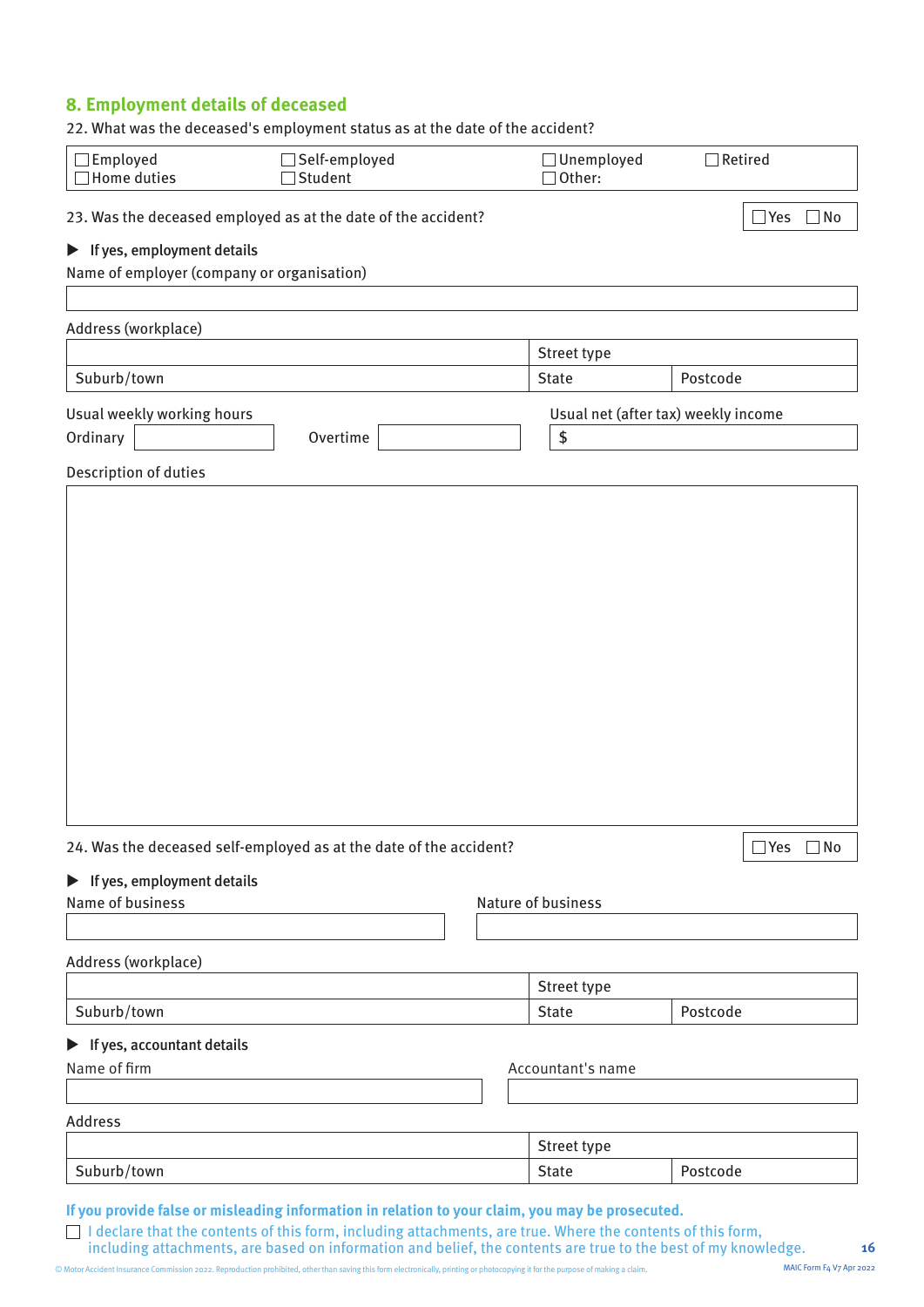## 8. Employment details of deceased

22. What was the deceased's employment status as at the date of the accident?

| | | | |
|---|---|---|---|
| ☐ Employed | ☐ Self-employed | ☐ Unemployed | ☐ Retired |
| ☐ Home duties | ☐ Student | ☐ Other: | |

23. Was the deceased employed as at the date of the accident? ☐ Yes ☐ No

▶ **If yes, employment details**

Name of employer (company or organisation)

| |
|---|
| |

Address (workplace)

| | | |
|---|---|---|
| | Street type | |
| Suburb/town | State | Postcode |

Usual weekly working hours

Ordinary ______ Overtime ______

Usual net (after tax) weekly income

$ ______

Description of duties

| |
|---|
| |

24. Was the deceased self-employed as at the date of the accident? ☐ Yes ☐ No

▶ **If yes, employment details**

| Name of business | Nature of business |
|---|---|
| | |

Address (workplace)

| | | |
|---|---|---|
| | Street type | |
| Suburb/town | State | Postcode |

▶ **If yes, accountant details**

| Name of firm | Accountant's name |
|---|---|
| | |

Address

| | | |
|---|---|---|
| | Street type | |
| Suburb/town | State | Postcode |

**If you provide false or misleading information in relation to your claim, you may be prosecuted.**

☐ I declare that the contents of this form, including attachments, are true. Where the contents of this form, including attachments, are based on information and belief, the contents are true to the best of my knowledge.

© Motor Accident Insurance Commission 2022. Reproduction prohibited, other than saving this form electronically, printing or photocopying it for the purpose of making a claim.

MAIC Form F4 V7 Apr 2022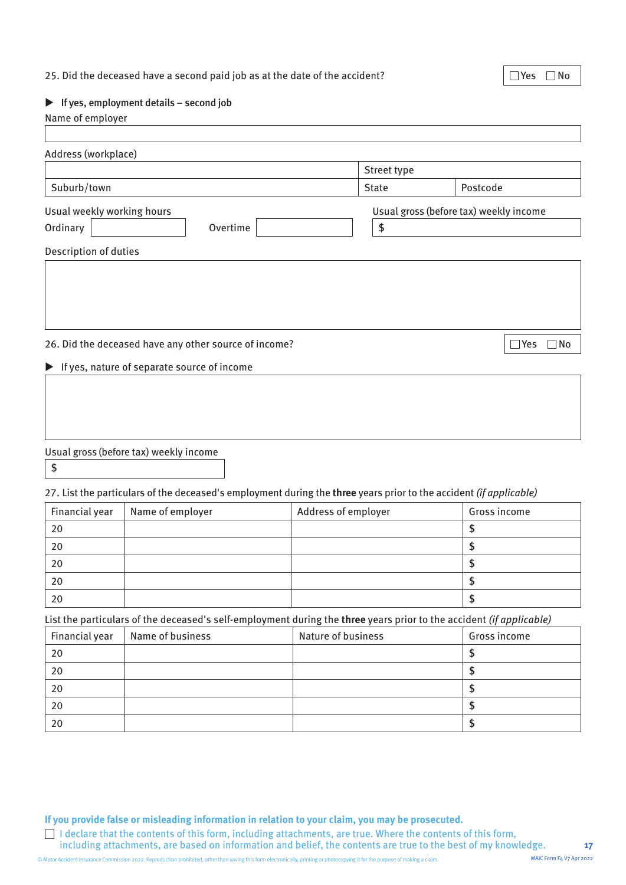25. Did the deceased have a second paid job as at the date of the accident? ☐ Yes ☐ No

▶ **If yes, employment details – second job**

Name of employer

| |
|---|
| |

Address (workplace)

| | | |
|---|---|---|
| | Street type | |
| Suburb/town | State | Postcode |

Usual weekly working hours

Ordinary ______ Overtime ______

Usual gross (before tax) weekly income

$

Description of duties

| |
|---|
| |

26. Did the deceased have any other source of income? ☐ Yes ☐ No

▶ If yes, nature of separate source of income

| |
|---|
| |

Usual gross (before tax) weekly income

$

27. List the particulars of the deceased's employment during the **three** years prior to the accident *(if applicable)*

| Financial year | Name of employer | Address of employer | Gross income |
|---|---|---|---|
| 20 | | | $ |
| 20 | | | $ |
| 20 | | | $ |
| 20 | | | $ |
| 20 | | | $ |

List the particulars of the deceased's self-employment during the **three** years prior to the accident *(if applicable)*

| Financial year | Name of business | Nature of business | Gross income |
|---|---|---|---|
| 20 | | | $ |
| 20 | | | $ |
| 20 | | | $ |
| 20 | | | $ |
| 20 | | | $ |

**If you provide false or misleading information in relation to your claim, you may be prosecuted.**

☐ I declare that the contents of this form, including attachments, are true. Where the contents of this form, including attachments, are based on information and belief, the contents are true to the best of my knowledge.

© Motor Accident Insurance Commission 2022. Reproduction prohibited, other than saving this form electronically, printing or photocopying it for the purpose of making a claim.

MAIC Form F4 V7 Apr 2022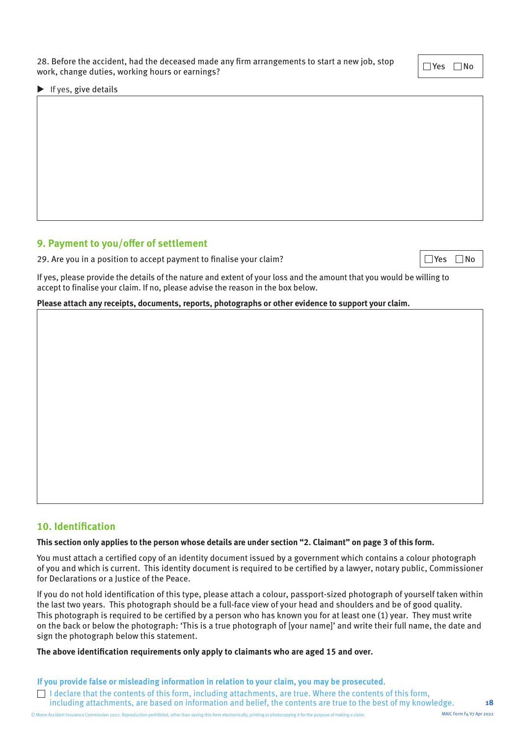28. Before the accident, had the deceased made any firm arrangements to start a new job, stop work, change duties, working hours or earnings? ☐ Yes ☐ No

▶ If yes, give details

## 9. Payment to you/offer of settlement

29. Are you in a position to accept payment to finalise your claim? ☐ Yes ☐ No

If yes, please provide the details of the nature and extent of your loss and the amount that you would be willing to accept to finalise your claim. If no, please advise the reason in the box below.

**Please attach any receipts, documents, reports, photographs or other evidence to support your claim.**

## 10. Identification

**This section only applies to the person whose details are under section "2. Claimant" on page 3 of this form.**

You must attach a certified copy of an identity document issued by a government which contains a colour photograph of you and which is current. This identity document is required to be certified by a lawyer, notary public, Commissioner for Declarations or a Justice of the Peace.

If you do not hold identification of this type, please attach a colour, passport-sized photograph of yourself taken within the last two years. This photograph should be a full-face view of your head and shoulders and be of good quality. This photograph is required to be certified by a person who has known you for at least one (1) year. They must write on the back or below the photograph: 'This is a true photograph of [your name]' and write their full name, the date and sign the photograph below this statement.

**The above identification requirements only apply to claimants who are aged 15 and over.**

**If you provide false or misleading information in relation to your claim, you may be prosecuted.**

☐ I declare that the contents of this form, including attachments, are true. Where the contents of this form, including attachments, are based on information and belief, the contents are true to the best of my knowledge.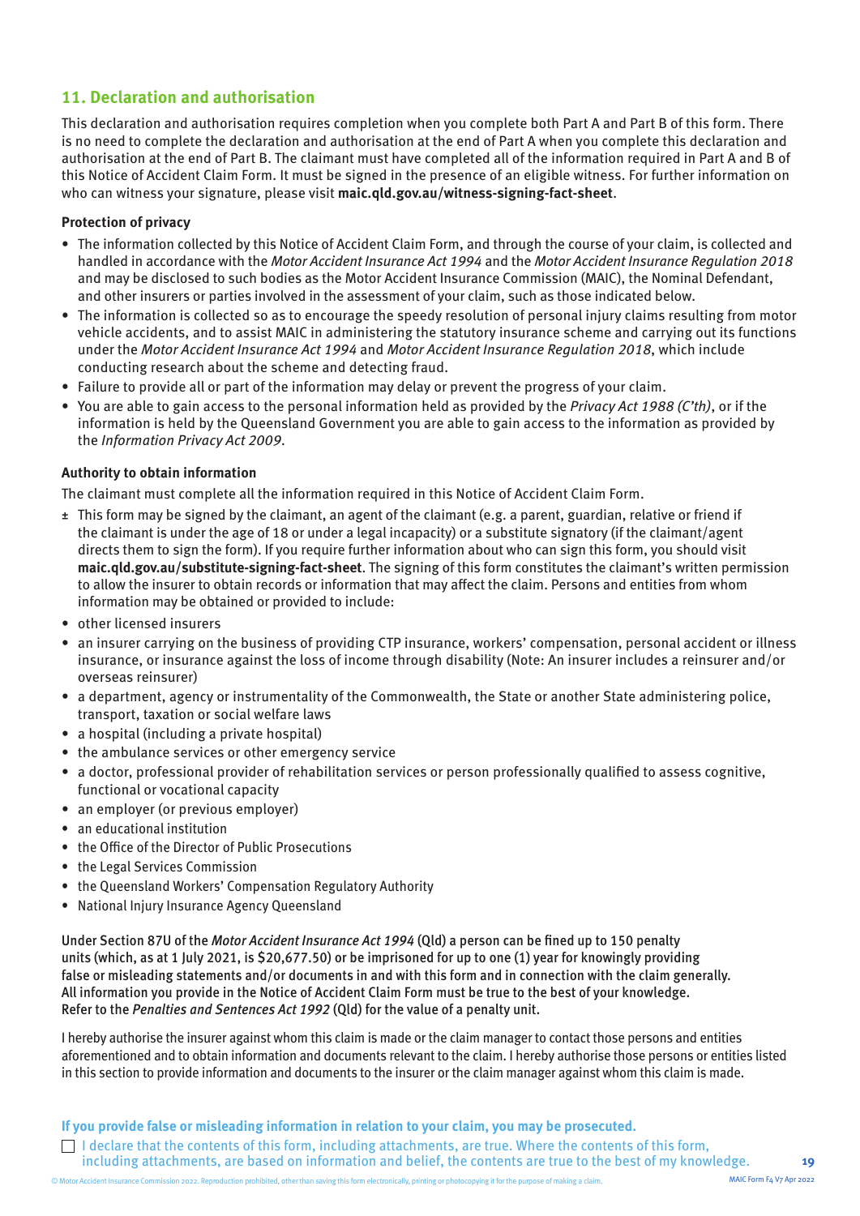## 11. Declaration and authorisation

This declaration and authorisation requires completion when you complete both Part A and Part B of this form. There is no need to complete the declaration and authorisation at the end of Part A when you complete this declaration and authorisation at the end of Part B. The claimant must have completed all of the information required in Part A and B of this Notice of Accident Claim Form. It must be signed in the presence of an eligible witness. For further information on who can witness your signature, please visit **maic.qld.gov.au/witness-signing-fact-sheet**.

**Protection of privacy**

- The information collected by this Notice of Accident Claim Form, and through the course of your claim, is collected and handled in accordance with the *Motor Accident Insurance Act 1994* and the *Motor Accident Insurance Regulation 2018* and may be disclosed to such bodies as the Motor Accident Insurance Commission (MAIC), the Nominal Defendant, and other insurers or parties involved in the assessment of your claim, such as those indicated below.
- The information is collected so as to encourage the speedy resolution of personal injury claims resulting from motor vehicle accidents, and to assist MAIC in administering the statutory insurance scheme and carrying out its functions under the *Motor Accident Insurance Act 1994* and *Motor Accident Insurance Regulation 2018*, which include conducting research about the scheme and detecting fraud.
- Failure to provide all or part of the information may delay or prevent the progress of your claim.
- You are able to gain access to the personal information held as provided by the *Privacy Act 1988 (C'th)*, or if the information is held by the Queensland Government you are able to gain access to the information as provided by the *Information Privacy Act 2009*.

**Authority to obtain information**

The claimant must complete all the information required in this Notice of Accident Claim Form.

± This form may be signed by the claimant, an agent of the claimant (e.g. a parent, guardian, relative or friend if the claimant is under the age of 18 or under a legal incapacity) or a substitute signatory (if the claimant/agent directs them to sign the form). If you require further information about who can sign this form, you should visit **maic.qld.gov.au/substitute-signing-fact-sheet**. The signing of this form constitutes the claimant's written permission to allow the insurer to obtain records or information that may affect the claim. Persons and entities from whom information may be obtained or provided to include:

- other licensed insurers
- an insurer carrying on the business of providing CTP insurance, workers' compensation, personal accident or illness insurance, or insurance against the loss of income through disability (Note: An insurer includes a reinsurer and/or overseas reinsurer)
- a department, agency or instrumentality of the Commonwealth, the State or another State administering police, transport, taxation or social welfare laws
- a hospital (including a private hospital)
- the ambulance services or other emergency service
- a doctor, professional provider of rehabilitation services or person professionally qualified to assess cognitive, functional or vocational capacity
- an employer (or previous employer)
- an educational institution
- the Office of the Director of Public Prosecutions
- the Legal Services Commission
- the Queensland Workers' Compensation Regulatory Authority
- National Injury Insurance Agency Queensland

Under Section 87U of the *Motor Accident Insurance Act 1994* (Qld) a person can be fined up to 150 penalty units (which, as at 1 July 2021, is $20,677.50) or be imprisoned for up to one (1) year for knowingly providing false or misleading statements and/or documents in and with this form and in connection with the claim generally. All information you provide in the Notice of Accident Claim Form must be true to the best of your knowledge. Refer to the *Penalties and Sentences Act 1992* (Qld) for the value of a penalty unit.

I hereby authorise the insurer against whom this claim is made or the claim manager to contact those persons and entities aforementioned and to obtain information and documents relevant to the claim. I hereby authorise those persons or entities listed in this section to provide information and documents to the insurer or the claim manager against whom this claim is made.

**If you provide false or misleading information in relation to your claim, you may be prosecuted.**

☐ I declare that the contents of this form, including attachments, are true. Where the contents of this form, including attachments, are based on information and belief, the contents are true to the best of my knowledge.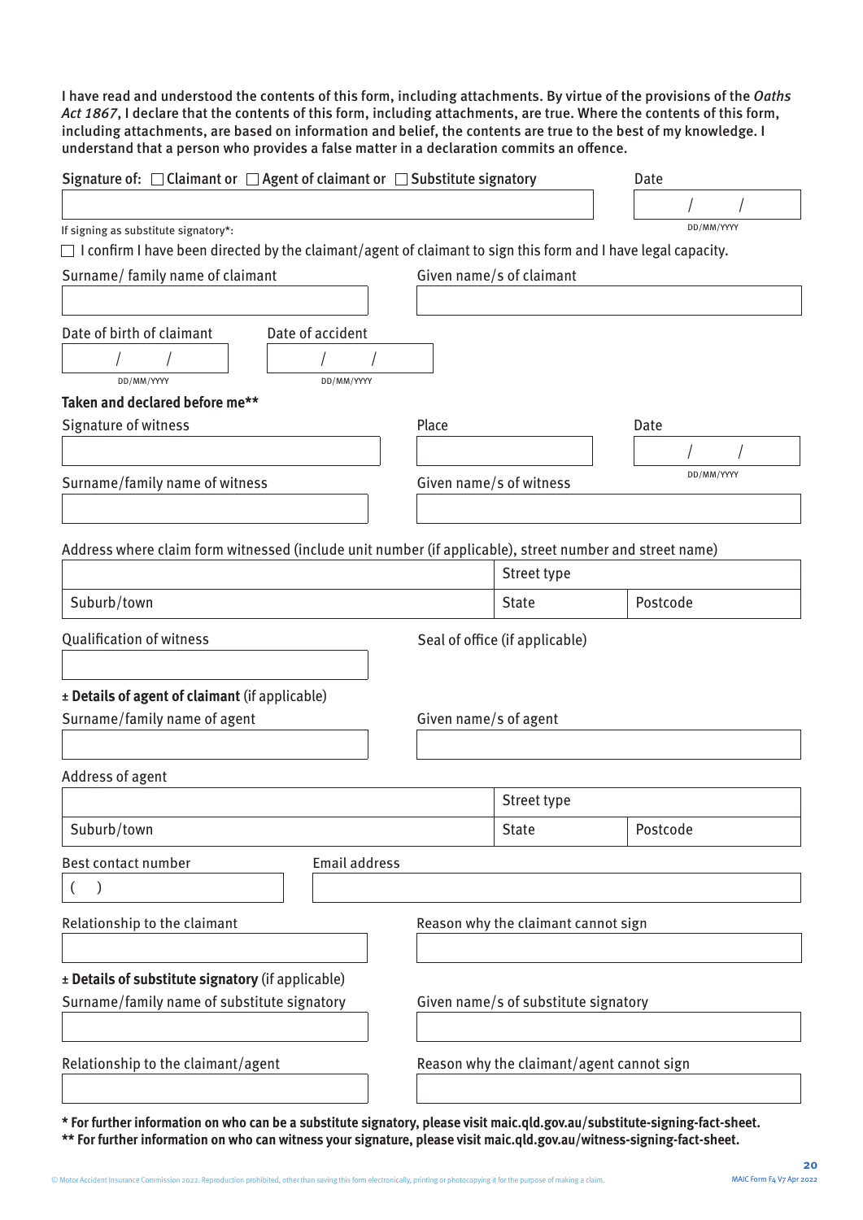I have read and understood the contents of this form, including attachments. By virtue of the provisions of the *Oaths Act 1867*, I declare that the contents of this form, including attachments, are true. Where the contents of this form, including attachments, are based on information and belief, the contents are true to the best of my knowledge. I understand that a person who provides a false matter in a declaration commits an offence.

Signature of: ☐ Claimant or ☐ Agent of claimant or ☐ Substitute signatory

Date
/ /
DD/MM/YYYY

If signing as substitute signatory*:

☐ I confirm I have been directed by the claimant/agent of claimant to sign this form and I have legal capacity.

Surname/ family name of claimant

Given name/s of claimant

Date of birth of claimant
/ /
DD/MM/YYYY

Date of accident
/ /
DD/MM/YYYY

**Taken and declared before me****

Signature of witness

Place

Date
/ /
DD/MM/YYYY

Surname/family name of witness

Given name/s of witness

Address where claim form witnessed (include unit number (if applicable), street number and street name)

| | Street type | |
|---|---|---|
| Suburb/town | State | Postcode |

Qualification of witness

Seal of office (if applicable)

± **Details of agent of claimant** (if applicable)

Surname/family name of agent

Given name/s of agent

Address of agent

| | Street type | |
|---|---|---|
| Suburb/town | State | Postcode |

Best contact number
( )

Email address

Relationship to the claimant

Reason why the claimant cannot sign

± **Details of substitute signatory** (if applicable)

Surname/family name of substitute signatory

Given name/s of substitute signatory

Relationship to the claimant/agent

Reason why the claimant/agent cannot sign

**\* For further information on who can be a substitute signatory, please visit maic.qld.gov.au/substitute-signing-fact-sheet.**
**\*\* For further information on who can witness your signature, please visit maic.qld.gov.au/witness-signing-fact-sheet.**

© Motor Accident Insurance Commission 2022. Reproduction prohibited, other than saving this form electronically, printing or photocopying it for the purpose of making a claim.

MAIC Form F4 V7 Apr 2022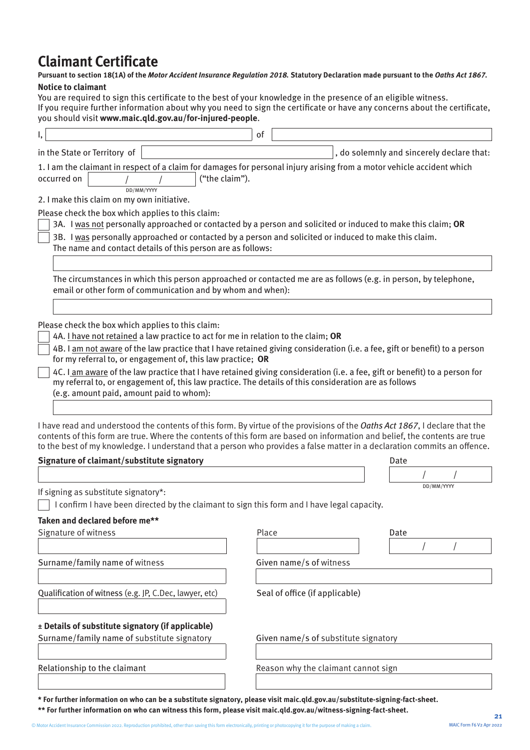# Claimant Certificate

**Pursuant to section 18(1A) of the *Motor Accident Insurance Regulation 2018.* Statutory Declaration made pursuant to the *Oaths Act 1867*.**

**Notice to claimant**

You are required to sign this certificate to the best of your knowledge in the presence of an eligible witness.
If you require further information about why you need to sign the certificate or have any concerns about the certificate, you should visit **www.maic.qld.gov.au/for-injured-people**.

I, ______________________________ of ______________________________

in the State or Territory of ______________________________, do solemnly and sincerely declare that:

1. I am the claimant in respect of a claim for damages for personal injury arising from a motor vehicle accident which occurred on ____ / ____ / ____ (DD/MM/YYYY) ("the claim").

2. I make this claim on my own initiative.

Please check the box which applies to this claim:

☐ 3A. I was not personally approached or contacted by a person and solicited or induced to make this claim; **OR**

☐ 3B. I was personally approached or contacted by a person and solicited or induced to make this claim.
The name and contact details of this person are as follows:

______________________________

The circumstances in which this person approached or contacted me are as follows (e.g. in person, by telephone, email or other form of communication and by whom and when):

______________________________

Please check the box which applies to this claim:

☐ 4A. I have not retained a law practice to act for me in relation to the claim; **OR**

☐ 4B. I am not aware of the law practice that I have retained giving consideration (i.e. a fee, gift or benefit) to a person for my referral to, or engagement of, this law practice; **OR**

☐ 4C. I am aware of the law practice that I have retained giving consideration (i.e. a fee, gift or benefit) to a person for my referral to, or engagement of, this law practice. The details of this consideration are as follows (e.g. amount paid, amount paid to whom):

______________________________

I have read and understood the contents of this form. By virtue of the provisions of the *Oaths Act 1867*, I declare that the contents of this form are true. Where the contents of this form are based on information and belief, the contents are true to the best of my knowledge. I understand that a person who provides a false matter in a declaration commits an offence.

**Signature of claimant/substitute signatory** ______________________________ Date ____ / ____ / ____ (DD/MM/YYYY)

If signing as substitute signatory*:

☐ I confirm I have been directed by the claimant to sign this form and I have legal capacity.

**Taken and declared before me****

Signature of witness ______________________________ Place ______________ Date ____ / ____ / ____

Surname/family name of witness ______________________________ Given name/s of witness ______________________________

Qualification of witness (e.g. JP, C.Dec, lawyer, etc) ______________________________ Seal of office (if applicable)

**± Details of substitute signatory (if applicable)**

Surname/family name of substitute signatory ______________________________ Given name/s of substitute signatory ______________________________

Relationship to the claimant ______________________________ Reason why the claimant cannot sign ______________________________

**\* For further information on who can be a substitute signatory, please visit maic.qld.gov.au/substitute-signing-fact-sheet.**

**\*\* For further information on who can witness this form, please visit maic.qld.gov.au/witness-signing-fact-sheet.**

© Motor Accident Insurance Commission 2022. Reproduction prohibited, other than saving this form electronically, printing or photocopying it for the purpose of making a claim.

MAIC Form F6 V2 Apr 2022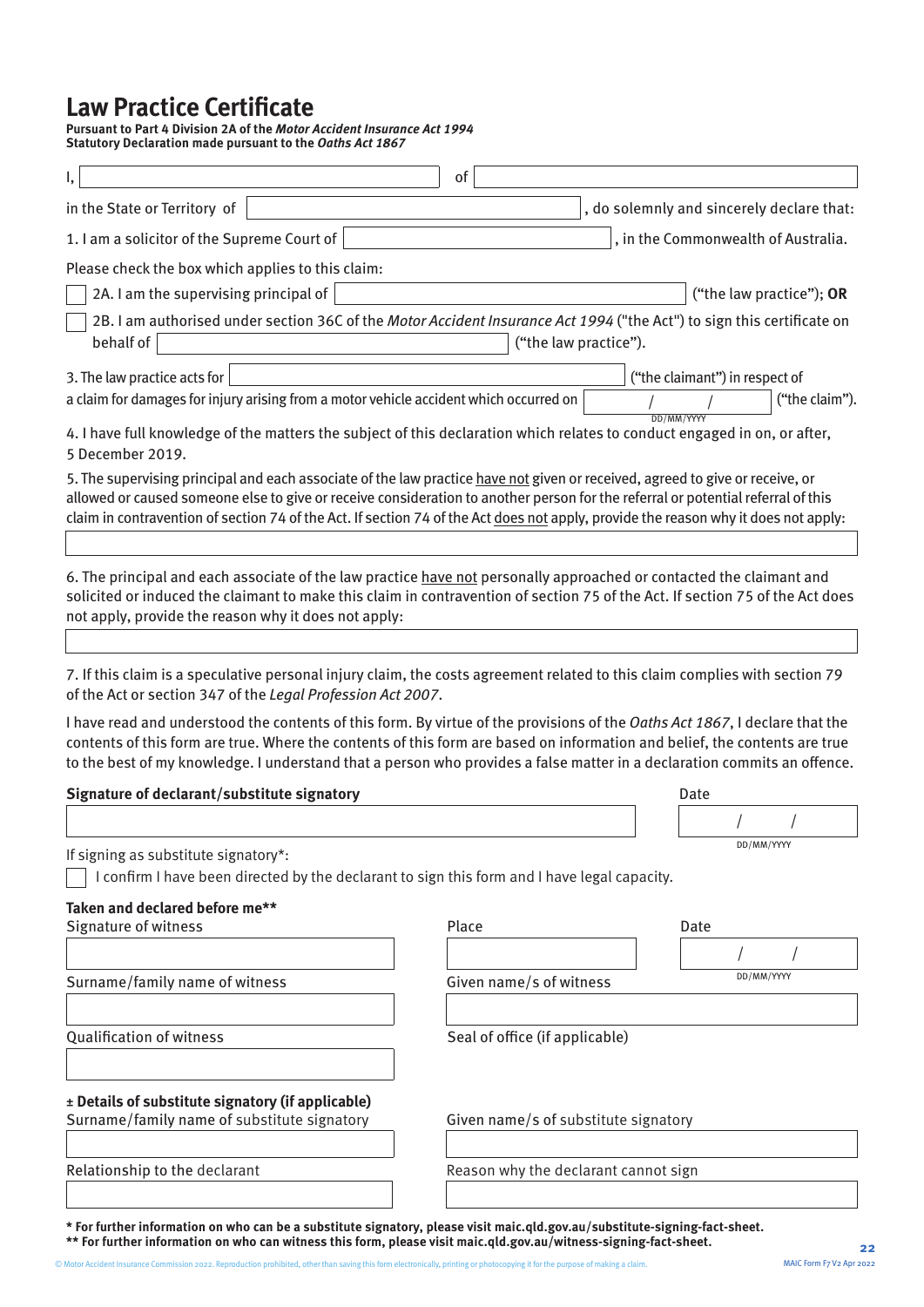# Law Practice Certificate

**Pursuant to Part 4 Division 2A of the *Motor Accident Insurance Act 1994***
**Statutory Declaration made pursuant to the *Oaths Act 1867***

I, ______________________ of ______________________

in the State or Territory of ______________________, do solemnly and sincerely declare that:

1. I am a solicitor of the Supreme Court of ______________________, in the Commonwealth of Australia.

Please check the box which applies to this claim:

☐ 2A. I am the supervising principal of ______________________ ("the law practice"); **OR**

☐ 2B. I am authorised under section 36C of the *Motor Accident Insurance Act 1994* ("the Act") to sign this certificate on behalf of ______________________ ("the law practice").

3. The law practice acts for ______________________ ("the claimant") in respect of a claim for damages for injury arising from a motor vehicle accident which occurred on ___ / ___ / ______ (DD/MM/YYYY) ("the claim").

4. I have full knowledge of the matters the subject of this declaration which relates to conduct engaged in on, or after, 5 December 2019.

5. The supervising principal and each associate of the law practice have not given or received, agreed to give or receive, or allowed or caused someone else to give or receive consideration to another person for the referral or potential referral of this claim in contravention of section 74 of the Act. If section 74 of the Act does not apply, provide the reason why it does not apply:

______________________

6. The principal and each associate of the law practice have not personally approached or contacted the claimant and solicited or induced the claimant to make this claim in contravention of section 75 of the Act. If section 75 of the Act does not apply, provide the reason why it does not apply:

______________________

7. If this claim is a speculative personal injury claim, the costs agreement related to this claim complies with section 79 of the Act or section 347 of the *Legal Profession Act 2007*.

I have read and understood the contents of this form. By virtue of the provisions of the *Oaths Act 1867*, I declare that the contents of this form are true. Where the contents of this form are based on information and belief, the contents are true to the best of my knowledge. I understand that a person who provides a false matter in a declaration commits an offence.

**Signature of declarant/substitute signatory** ______________________ Date ___ / ___ / ______ (DD/MM/YYYY)

If signing as substitute signatory*:

☐ I confirm I have been directed by the declarant to sign this form and I have legal capacity.

**Taken and declared before me****

Signature of witness ______________________

Place ______________________

Date ___ / ___ / ______ (DD/MM/YYYY)

Surname/family name of witness ______________________

Given name/s of witness ______________________

Qualification of witness ______________________

Seal of office (if applicable)

**± Details of substitute signatory (if applicable)**

Surname/family name of substitute signatory ______________________

Given name/s of substitute signatory ______________________

Relationship to the declarant ______________________

Reason why the declarant cannot sign ______________________

**\* For further information on who can be a substitute signatory, please visit maic.qld.gov.au/substitute-signing-fact-sheet.**
**\*\* For further information on who can witness this form, please visit maic.qld.gov.au/witness-signing-fact-sheet.**

© Motor Accident Insurance Commission 2022. Reproduction prohibited, other than saving this form electronically, printing or photocopying it for the purpose of making a claim.

MAIC Form F7 V2 Apr 2022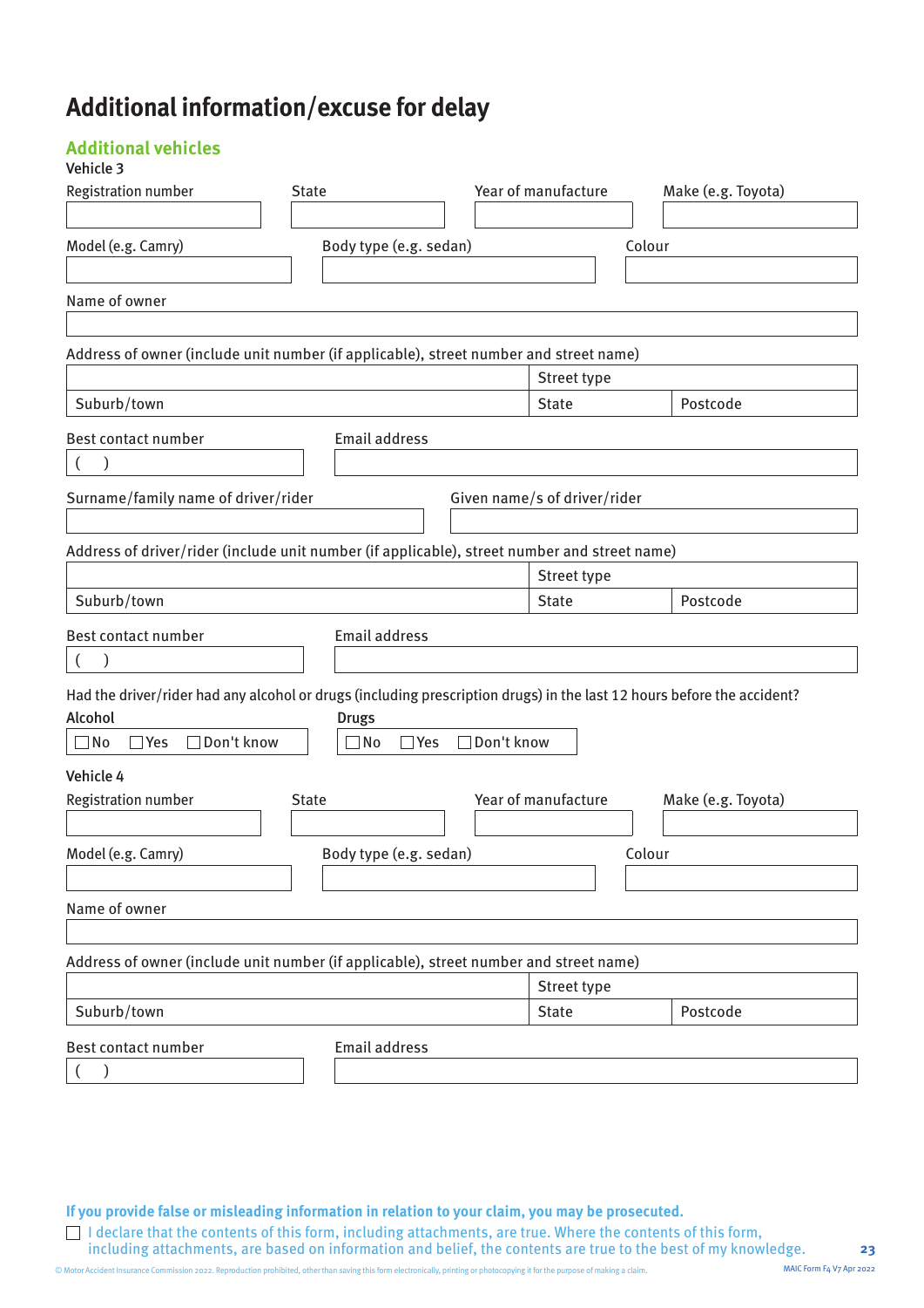# Additional information/excuse for delay

## Additional vehicles

Vehicle 3

Registration number

State

Year of manufacture

Make (e.g. Toyota)

Model (e.g. Camry)

Body type (e.g. sedan)

Colour

Name of owner

Address of owner (include unit number (if applicable), street number and street name)

Street type

Suburb/town

State

Postcode

Best contact number

( )

Email address

Surname/family name of driver/rider

Given name/s of driver/rider

Address of driver/rider (include unit number (if applicable), street number and street name)

Street type

Suburb/town

State

Postcode

Best contact number

( )

Email address

Had the driver/rider had any alcohol or drugs (including prescription drugs) in the last 12 hours before the accident?

**Alcohol**

☐ No ☐ Yes ☐ Don't know

**Drugs**

☐ No ☐ Yes ☐ Don't know

Vehicle 4

Registration number

State

Year of manufacture

Make (e.g. Toyota)

Model (e.g. Camry)

Body type (e.g. sedan)

Colour

Name of owner

Address of owner (include unit number (if applicable), street number and street name)

Street type

Suburb/town

State

Postcode

Best contact number

( )

Email address

**If you provide false or misleading information in relation to your claim, you may be prosecuted.**

☐ I declare that the contents of this form, including attachments, are true. Where the contents of this form, including attachments, are based on information and belief, the contents are true to the best of my knowledge.

© Motor Accident Insurance Commission 2022. Reproduction prohibited, other than saving this form electronically, printing or photocopying it for the purpose of making a claim.

MAIC Form F4 V7 Apr 2022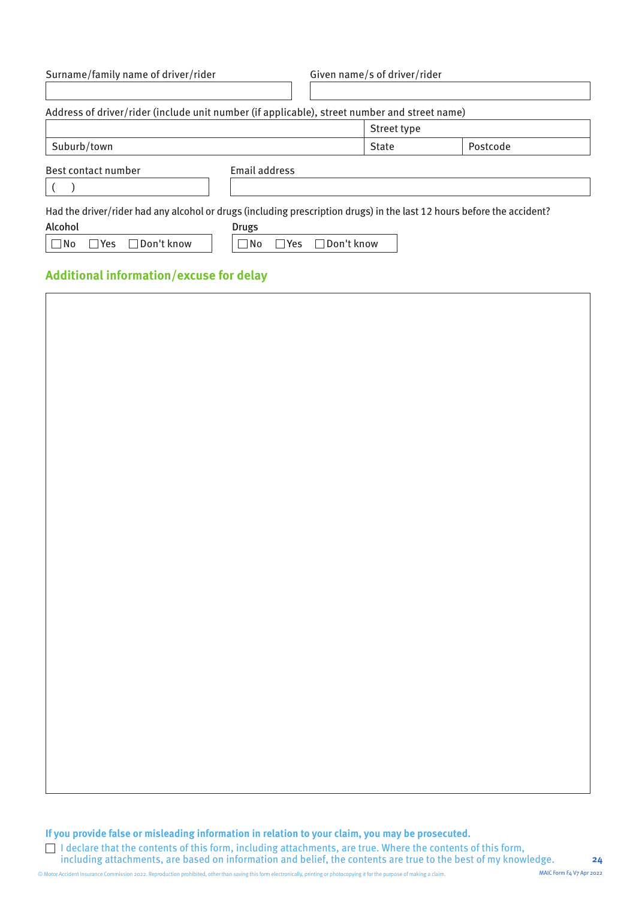Surname/family name of driver/rider

Given name/s of driver/rider

Address of driver/rider (include unit number (if applicable), street number and street name)

| | | |
|---|---|---|
| | Street type | |
| Suburb/town | State | Postcode |

Best contact number

( )

Email address

Had the driver/rider had any alcohol or drugs (including prescription drugs) in the last 12 hours before the accident?

**Alcohol**

☐ No ☐ Yes ☐ Don't know

**Drugs**

☐ No ☐ Yes ☐ Don't know

## Additional information/excuse for delay

**If you provide false or misleading information in relation to your claim, you may be prosecuted.**

☐ I declare that the contents of this form, including attachments, are true. Where the contents of this form, including attachments, are based on information and belief, the contents are true to the best of my knowledge.

© Motor Accident Insurance Commission 2022. Reproduction prohibited, other than saving this form electronically, printing or photocopying it for the purpose of making a claim.

MAIC Form F4 V7 Apr 2022